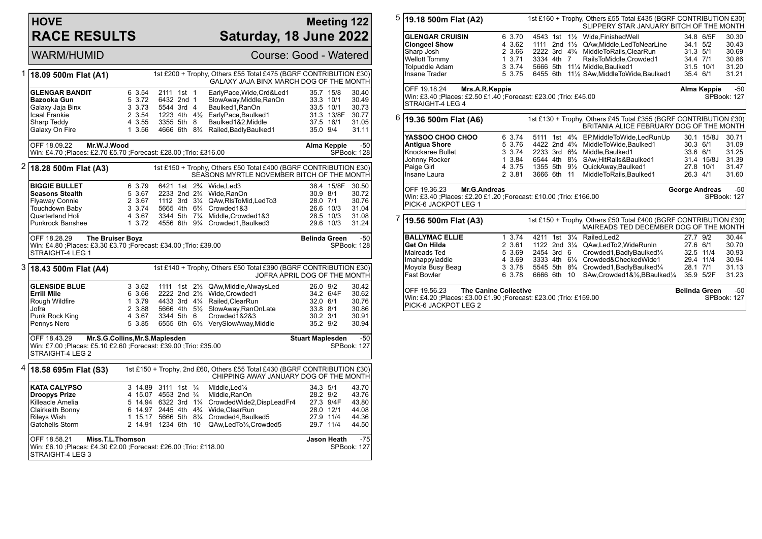# HOVE RACE RESULTS

## Meeting 122
## Saturday, 18 June 2022

WARM/HUMID — Course: Good - Watered

### 1 — 18.09 500m Flat (A1)

1st £200 + Trophy, Others £55 Total £475 (BGRF CONTRIBUTION £30)
GALAXY JAJA BINX MARCH DOG OF THE MONTH

| Greyhound | Trap | Sectional | Bends | Pos | Dist | Remarks | Weight | SP | Time |
|---|---|---|---|---|---|---|---|---|---|
| **GLENGAR BANDIT** | 6 | 3.54 | 2111 | 1st | 1 | EarlyPace,Wide,Crd&Led1 | 35.7 | 15/8 | 30.40 |
| **Bazooka Gun** | 5 | 3.72 | 6432 | 2nd | 1 | SlowAway,Middle,RanOn | 33.3 | 10/1 | 30.49 |
| Galaxy Jaja Binx | 3 | 3.73 | 5544 | 3rd | 4 | Baulked1,RanOn | 33.5 | 10/1 | 30.73 |
| Icaal Frankie | 2 | 3.54 | 1223 | 4th | 4½ | EarlyPace,Baulked1 | 31.3 | 13/8F | 30.77 |
| Sharp Teddy | 4 | 3.55 | 3355 | 5th | 8 | Baulked1&2,Middle | 37.5 | 16/1 | 31.05 |
| Galaxy On Fire | 1 | 3.56 | 4666 | 6th | 8¾ | Railed,BadlyBaulked1 | 35.0 | 9/4 | 31.11 |

OFF 18.09.22 **Mr.W.J.Wood** — **Alma Keppie** -50
Win: £4.70 ;Places: £2.70 £5.70 ;Forecast: £28.00 ;Trio: £316.00 — SPBook: 128

### 2 — 18.28 500m Flat (A3)

1st £150 + Trophy, Others £50 Total £400 (BGRF CONTRIBUTION £30)
SEASONS MYRTLE NOVEMBER BITCH OF THE MONTH

| Greyhound | Trap | Sectional | Bends | Pos | Dist | Remarks | Weight | SP | Time |
|---|---|---|---|---|---|---|---|---|---|
| **BIGGIE BULLET** | 6 | 3.79 | 6421 | 1st | 2¾ | Wide,Led3 | 38.4 | 15/8F | 30.50 |
| **Seasons Stealth** | 5 | 3.67 | 2233 | 2nd | 2¾ | Wide,RanOn | 30.9 | 8/1 | 30.72 |
| Flyaway Connie | 2 | 3.67 | 1112 | 3rd | 3¼ | QAw,RlsToMid,LedTo3 | 28.0 | 7/1 | 30.76 |
| Touchdown Baby | 3 | 3.74 | 5665 | 4th | 6¾ | Crowded1&3 | 26.6 | 10/3 | 31.04 |
| Quarterland Holi | 4 | 3.67 | 3344 | 5th | 7¼ | Middle,Crowded1&3 | 28.5 | 10/3 | 31.08 |
| Punkrock Banshee | 1 | 3.72 | 4556 | 6th | 9¼ | Crowded1,Baulked3 | 29.6 | 10/3 | 31.24 |

OFF 18.28.29 **The Bruiser Boyz** — **Belinda Green** -50
Win: £4.80 ;Places: £3.30 £3.70 ;Forecast: £34.00 ;Trio: £39.00 — SPBook: 128
STRAIGHT-4 LEG 1

### 3 — 18.43 500m Flat (A4)

1st £140 + Trophy, Others £50 Total £390 (BGRF CONTRIBUTION £30)
JOFRA APRIL DOG OF THE MONTH

| Greyhound | Trap | Sectional | Bends | Pos | Dist | Remarks | Weight | SP | Time |
|---|---|---|---|---|---|---|---|---|---|
| **GLENSIDE BLUE** | 3 | 3.62 | 1111 | 1st | 2½ | QAw,Middle,AlwaysLed | 26.0 | 9/2 | 30.42 |
| **Errill Mile** | 6 | 3.66 | 2222 | 2nd | 2½ | Wide,Crowded1 | 34.2 | 6/4F | 30.62 |
| Rough Wildfire | 1 | 3.79 | 4433 | 3rd | 4¼ | Railed,ClearRun | 32.0 | 6/1 | 30.76 |
| Jofra | 2 | 3.88 | 5666 | 4th | 5½ | SlowAway,RanOnLate | 33.8 | 8/1 | 30.86 |
| Punk Rock King | 4 | 3.67 | 3344 | 5th | 6 | Crowded1&2&3 | 30.2 | 3/1 | 30.91 |
| Pennys Nero | 5 | 3.85 | 6555 | 6th | 6½ | VerySlowAway,Middle | 35.2 | 9/2 | 30.94 |

OFF 18.43.29 **Mr.S.G.Collins,Mr.S.Maplesden** — **Stuart Maplesden** -50
Win: £7.00 ;Places: £5.10 £2.60 ;Forecast: £39.00 ;Trio: £35.00 — SPBook: 127
STRAIGHT-4 LEG 2

### 4 — 18.58 695m Flat (S3)

1st £150 + Trophy, 2nd £60, Others £55 Total £430 (BGRF CONTRIBUTION £30)
CHIPPING AWAY JANUARY DOG OF THE MONTH

| Greyhound | Trap | Sectional | Bends | Pos | Dist | Remarks | Weight | SP | Time |
|---|---|---|---|---|---|---|---|---|---|
| **KATA CALYPSO** | 3 | 14.89 | 3111 | 1st | ¾ | Middle,Led¼ | 34.3 | 5/1 | 43.70 |
| **Droopys Prize** | 4 | 15.07 | 4553 | 2nd | ¾ | Middle,RanOn | 28.2 | 9/2 | 43.76 |
| Killeacle Amelia | 5 | 14.94 | 6322 | 3rd | 1¼ | CrowdedWide2,DispLeadFr4 | 27.3 | 9/4F | 43.80 |
| Clairkeith Bonny | 6 | 14.97 | 2445 | 4th | 4¾ | Wide,ClearRun | 28.0 | 12/1 | 44.08 |
| Rileys Wish | 1 | 15.17 | 5666 | 5th | 8¼ | Crowded4,Baulked5 | 27.9 | 11/4 | 44.36 |
| Gatchells Storm | 2 | 14.91 | 1234 | 6th | 10 | QAw,LedTo¼,Crowded5 | 29.7 | 11/4 | 44.50 |

OFF 18.58.21 **Miss.T.L.Thomson** — **Jason Heath** -75
Win: £6.10 ;Places: £4.30 £2.00 ;Forecast: £26.00 ;Trio: £118.00 — SPBook: 127
STRAIGHT-4 LEG 3

### 5 — 19.18 500m Flat (A2)

1st £160 + Trophy, Others £55 Total £435 (BGRF CONTRIBUTION £30)
SLIPPERY STAR JANUARY BITCH OF THE MONTH

| Greyhound | Trap | Sectional | Bends | Pos | Dist | Remarks | Weight | SP | Time |
|---|---|---|---|---|---|---|---|---|---|
| **GLENGAR CRUISIN** | 6 | 3.70 | 4543 | 1st | 1½ | Wide,FinishedWell | 34.8 | 6/5F | 30.30 |
| **Clongeel Show** | 4 | 3.62 | 1111 | 2nd | 1½ | QAw,Middle,LedToNearLine | 34.1 | 5/2 | 30.43 |
| Sharp Josh | 2 | 3.66 | 2222 | 3rd | 4¾ | MiddleToRails,ClearRun | 31.3 | 5/1 | 30.69 |
| Wellott Tommy | 1 | 3.71 | 3334 | 4th | 7 | RailsToMiddle,Crowded1 | 34.4 | 7/1 | 30.86 |
| Tolpuddle Adam | 3 | 3.74 | 5666 | 5th | 11¼ | Middle,Baulked1 | 31.5 | 10/1 | 31.20 |
| Insane Trader | 5 | 3.75 | 6455 | 6th | 11½ | SAw,MiddleToWide,Baulked1 | 35.4 | 6/1 | 31.21 |

OFF 19.18.24 **Mrs.A.R.Keppie** — **Alma Keppie** -50
Win: £3.40 ;Places: £2.50 £1.40 ;Forecast: £23.00 ;Trio: £45.00 — SPBook: 127
STRAIGHT-4 LEG 4

### 6 — 19.36 500m Flat (A6)

1st £130 + Trophy, Others £45 Total £355 (BGRF CONTRIBUTION £30)
BRITANIA ALICE FEBRUARY DOG OF THE MONTH

| Greyhound | Trap | Sectional | Bends | Pos | Dist | Remarks | Weight | SP | Time |
|---|---|---|---|---|---|---|---|---|---|
| **YASSOO CHOO CHOO** | 6 | 3.74 | 5111 | 1st | 4¾ | EP,MiddleToWide,LedRunUp | 30.1 | 15/8J | 30.71 |
| **Antigua Shore** | 5 | 3.76 | 4422 | 2nd | 4¾ | MiddleToWide,Baulked1 | 30.3 | 6/1 | 31.09 |
| Knockaree Bullet | 3 | 3.74 | 2233 | 3rd | 6¾ | Middle,Baulked1 | 33.6 | 6/1 | 31.25 |
| Johnny Rocker | 1 | 3.84 | 6544 | 4th | 8½ | SAw,HitRails&Baulked1 | 31.4 | 15/8J | 31.39 |
| Paige Girl | 4 | 3.75 | 1355 | 5th | 9½ | QuickAway,Baulked1 | 27.8 | 10/1 | 31.47 |
| Insane Laura | 2 | 3.81 | 3666 | 6th | 11 | MiddleToRails,Baulked1 | 26.3 | 4/1 | 31.60 |

OFF 19.36.23 **Mr.G.Andreas** — **George Andreas** -50
Win: £3.40 ;Places: £2.20 £1.20 ;Forecast: £10.00 ;Trio: £166.00 — SPBook: 127
PICK-6 JACKPOT LEG 1

### 7 — 19.56 500m Flat (A3)

1st £150 + Trophy, Others £50 Total £400 (BGRF CONTRIBUTION £30)
MAIREADS TED DECEMBER DOG OF THE MONTH

| Greyhound | Trap | Sectional | Bends | Pos | Dist | Remarks | Weight | SP | Time |
|---|---|---|---|---|---|---|---|---|---|
| **BALLYMAC ELLIE** | 1 | 3.74 | 4211 | 1st | 3¼ | Railed,Led2 | 27.7 | 9/2 | 30.44 |
| **Get On Hilda** | 2 | 3.61 | 1122 | 2nd | 3¼ | QAw,LedTo2,WideRunIn | 27.6 | 6/1 | 30.70 |
| Maireads Ted | 5 | 3.69 | 2454 | 3rd | 6 | Crowded1,BadlyBaulked¼ | 32.5 | 11/4 | 30.93 |
| Imahappyladdie | 4 | 3.69 | 3333 | 4th | 6¼ | Crowded&CheckedWide1 | 29.4 | 11/4 | 30.94 |
| Moyola Busy Beag | 3 | 3.78 | 5545 | 5th | 8¾ | Crowded1,BadlyBaulked¼ | 28.1 | 7/1 | 31.13 |
| Fast Bowler | 6 | 3.78 | 6666 | 6th | 10 | SAw,Crowded1&½,BBaulked¼ | 35.9 | 5/2F | 31.23 |

OFF 19.56.23 **The Canine Collective** — **Belinda Green** -50
Win: £4.20 ;Places: £3.00 £1.90 ;Forecast: £23.00 ;Trio: £159.00 — SPBook: 127
PICK-6 JACKPOT LEG 2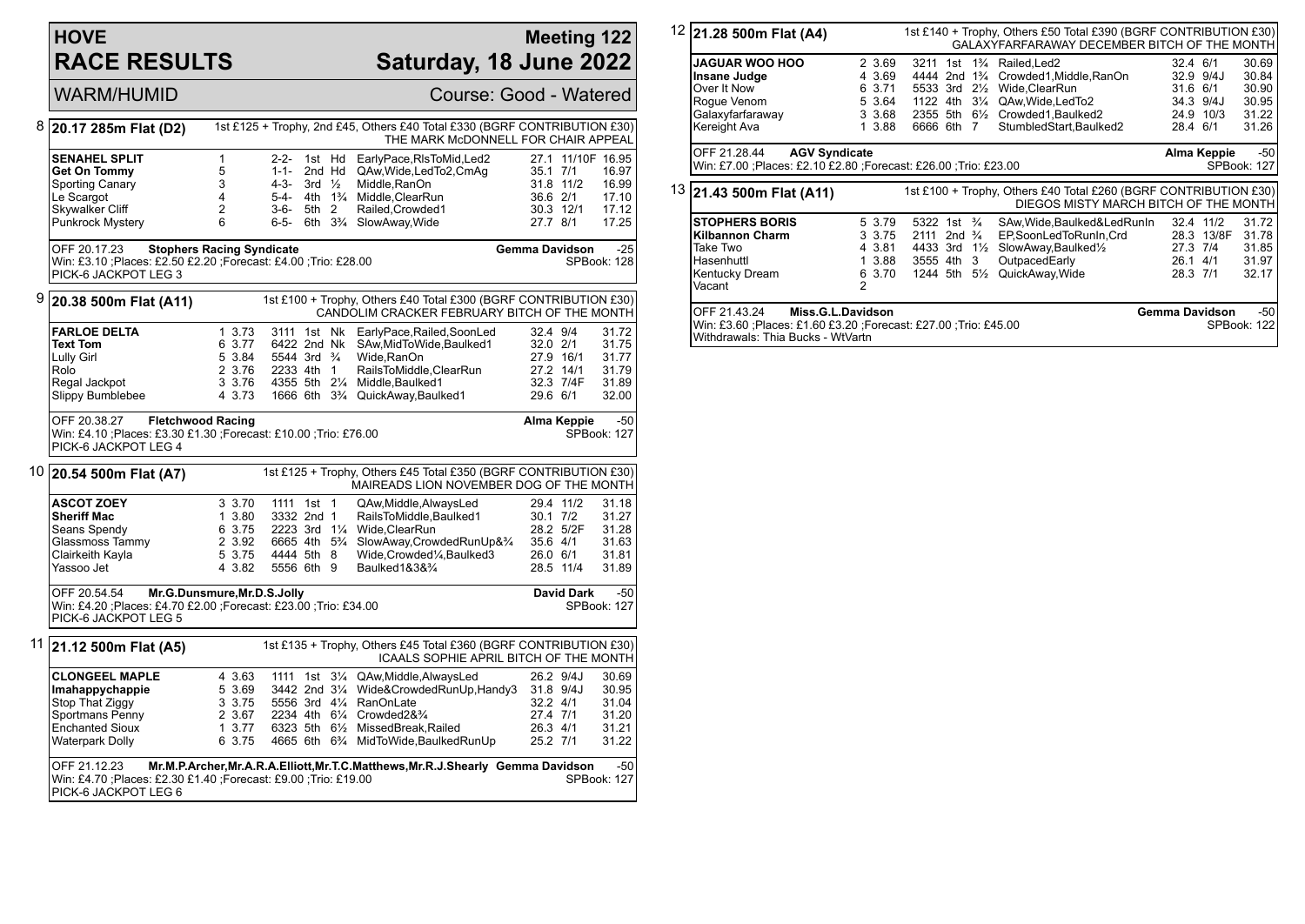# HOVE RACE RESULTS

## Meeting 122 Saturday, 18 June 2022

WARM/HUMID — Course: Good - Watered

### 8 20.17 285m Flat (D2)

1st £125 + Trophy, 2nd £45, Others £40 Total £330 (BGRF CONTRIBUTION £30) THE MARK McDONNELL FOR CHAIR APPEAL

| | | | | | | | | | |
|---|---|---|---|---|---|---|---|---|---|
| **SENAHEL SPLIT** | 1 | | 2-2- | 1st | Hd | EarlyPace,RlsToMid,Led2 | 27.1 | 11/10F | 16.95 |
| **Get On Tommy** | 5 | | 1-1- | 2nd | Hd | QAw,Wide,LedTo2,CmAg | 35.1 | 7/1 | 16.97 |
| Sporting Canary | 3 | | 4-3- | 3rd | ½ | Middle,RanOn | 31.8 | 11/2 | 16.99 |
| Le Scargot | 4 | | 5-4- | 4th | 1¾ | Middle,ClearRun | 36.6 | 2/1 | 17.10 |
| Skywalker Cliff | 2 | | 3-6- | 5th | 2 | Railed,Crowded1 | 30.3 | 12/1 | 17.12 |
| Punkrock Mystery | 6 | | 6-5- | 6th | 3¾ | SlowAway,Wide | 27.7 | 8/1 | 17.25 |

OFF 20.17.23 **Stophers Racing Syndicate** — **Gemma Davidson** -25
Win: £3.10 ;Places: £2.50 £2.20 ;Forecast: £4.00 ;Trio: £28.00 — SPBook: 128
PICK-6 JACKPOT LEG 3

### 9 20.38 500m Flat (A11)

1st £100 + Trophy, Others £40 Total £300 (BGRF CONTRIBUTION £30) CANDOLIM CRACKER FEBRUARY BITCH OF THE MONTH

| | | | | | | | | | |
|---|---|---|---|---|---|---|---|---|---|
| **FARLOE DELTA** | 1 | 3.73 | 3111 | 1st | Nk | EarlyPace,Railed,SoonLed | 32.4 | 9/4 | 31.72 |
| **Text Tom** | 6 | 3.77 | 6422 | 2nd | Nk | SAw,MidToWide,Baulked1 | 32.0 | 2/1 | 31.75 |
| Lully Girl | 5 | 3.84 | 5544 | 3rd | ¾ | Wide,RanOn | 27.9 | 16/1 | 31.77 |
| Rolo | 2 | 3.76 | 2233 | 4th | 1 | RailsToMiddle,ClearRun | 27.2 | 14/1 | 31.79 |
| Regal Jackpot | 3 | 3.76 | 4355 | 5th | 2¼ | Middle,Baulked1 | 32.3 | 7/4F | 31.89 |
| Slippy Bumblebee | 4 | 3.73 | 1666 | 6th | 3¾ | QuickAway,Baulked1 | 29.6 | 6/1 | 32.00 |

OFF 20.38.27 **Fletchwood Racing** — **Alma Keppie** -50
Win: £4.10 ;Places: £3.30 £1.30 ;Forecast: £10.00 ;Trio: £76.00 — SPBook: 127
PICK-6 JACKPOT LEG 4

### 10 20.54 500m Flat (A7)

1st £125 + Trophy, Others £45 Total £350 (BGRF CONTRIBUTION £30) MAIREADS LION NOVEMBER DOG OF THE MONTH

| | | | | | | | | | |
|---|---|---|---|---|---|---|---|---|---|
| **ASCOT ZOEY** | 3 | 3.70 | 1111 | 1st | 1 | QAw,Middle,AlwaysLed | 29.4 | 11/2 | 31.18 |
| **Sheriff Mac** | 1 | 3.80 | 3332 | 2nd | 1 | RailsToMiddle,Baulked1 | 30.1 | 7/2 | 31.27 |
| Seans Spendy | 6 | 3.75 | 2223 | 3rd | 1¼ | Wide,ClearRun | 28.2 | 5/2F | 31.28 |
| Glassmoss Tammy | 2 | 3.92 | 6665 | 4th | 5¾ | SlowAway,CrowdedRunUp&¾ | 35.6 | 4/1 | 31.63 |
| Clairkeith Kayla | 5 | 3.75 | 4444 | 5th | 8 | Wide,Crowded¼,Baulked3 | 26.0 | 6/1 | 31.81 |
| Yassoo Jet | 4 | 3.82 | 5556 | 6th | 9 | Baulked1&3&¾ | 28.5 | 11/4 | 31.89 |

OFF 20.54.54 **Mr.G.Dunsmure,Mr.D.S.Jolly** — **David Dark** -50
Win: £4.20 ;Places: £4.70 £2.00 ;Forecast: £23.00 ;Trio: £34.00 — SPBook: 127
PICK-6 JACKPOT LEG 5

### 11 21.12 500m Flat (A5)

1st £135 + Trophy, Others £45 Total £360 (BGRF CONTRIBUTION £30) ICAALS SOPHIE APRIL BITCH OF THE MONTH

| | | | | | | | | | |
|---|---|---|---|---|---|---|---|---|---|
| **CLONGEEL MAPLE** | 4 | 3.63 | 1111 | 1st | 3¼ | QAw,Middle,AlwaysLed | 26.2 | 9/4J | 30.69 |
| **Imahappychappie** | 5 | 3.69 | 3442 | 2nd | 3¼ | Wide&CrowdedRunUp,Handy3 | 31.8 | 9/4J | 30.95 |
| Stop That Ziggy | 3 | 3.75 | 5556 | 3rd | 4¼ | RanOnLate | 32.2 | 4/1 | 31.04 |
| Sportsmans Penny | 2 | 3.67 | 2234 | 4th | 6¼ | Crowded2&¾ | 27.4 | 7/1 | 31.20 |
| Enchanted Sioux | 1 | 3.77 | 6323 | 5th | 6½ | MissedBreak,Railed | 26.3 | 4/1 | 31.21 |
| Waterpark Dolly | 6 | 3.75 | 4665 | 6th | 6¾ | MidToWide,BaulkedRunUp | 25.2 | 7/1 | 31.22 |

OFF 21.12.23 **Mr.M.P.Archer,Mr.A.R.A.Elliott,Mr.T.C.Matthews,Mr.R.J.Shearly** — **Gemma Davidson** -50
Win: £4.70 ;Places: £2.30 £1.40 ;Forecast: £9.00 ;Trio: £19.00 — SPBook: 127
PICK-6 JACKPOT LEG 6

### 12 21.28 500m Flat (A4)

1st £140 + Trophy, Others £50 Total £390 (BGRF CONTRIBUTION £30) GALAXYFARFARAWAY DECEMBER BITCH OF THE MONTH

| | | | | | | | | | |
|---|---|---|---|---|---|---|---|---|---|
| **JAGUAR WOO HOO** | 2 | 3.69 | 3211 | 1st | 1¾ | Railed,Led2 | 32.4 | 6/1 | 30.69 |
| **Insane Judge** | 4 | 3.69 | 4444 | 2nd | 1¾ | Crowded1,Middle,RanOn | 32.9 | 9/4J | 30.84 |
| Over It Now | 6 | 3.71 | 5533 | 3rd | 2½ | Wide,ClearRun | 31.6 | 6/1 | 30.90 |
| Rogue Venom | 5 | 3.64 | 1122 | 4th | 3¼ | QAw,Wide,LedTo2 | 34.3 | 9/4J | 30.95 |
| Galaxyfarfaraway | 3 | 3.68 | 2355 | 5th | 6½ | Crowded1,Baulked2 | 24.9 | 10/3 | 31.22 |
| Kereight Ava | 1 | 3.88 | 6666 | 6th | 7 | StumbledStart,Baulked2 | 28.4 | 6/1 | 31.26 |

OFF 21.28.44 **AGV Syndicate** — **Alma Keppie** -50
Win: £7.00 ;Places: £2.10 £2.80 ;Forecast: £26.00 ;Trio: £23.00 — SPBook: 127

### 13 21.43 500m Flat (A11)

1st £100 + Trophy, Others £40 Total £260 (BGRF CONTRIBUTION £30) DIEGOS MISTY MARCH BITCH OF THE MONTH

| | | | | | | | | | |
|---|---|---|---|---|---|---|---|---|---|
| **STOPHERS BORIS** | 5 | 3.79 | 5322 | 1st | ¾ | SAw,Wide,Baulked&LedRunIn | 32.4 | 11/2 | 31.72 |
| **Kilbannon Charm** | 3 | 3.75 | 2111 | 2nd | ¾ | EP,SoonLedToRunIn,Crd | 28.3 | 13/8F | 31.78 |
| Take Two | 4 | 3.81 | 4433 | 3rd | 1½ | SlowAway,Baulked½ | 27.3 | 7/4 | 31.85 |
| Hasenhuttl | 1 | 3.88 | 3555 | 4th | 3 | OutpacedEarly | 26.1 | 4/1 | 31.97 |
| Kentucky Dream | 6 | 3.70 | 1244 | 5th | 5½ | QuickAway,Wide | 28.3 | 7/1 | 32.17 |
| Vacant | 2 | | | | | | | | |

OFF 21.43.24 **Miss.G.L.Davidson** — **Gemma Davidson** -50
Win: £3.60 ;Places: £1.60 £3.20 ;Forecast: £27.00 ;Trio: £45.00 — SPBook: 122
Withdrawals: Thia Bucks - WtVartn